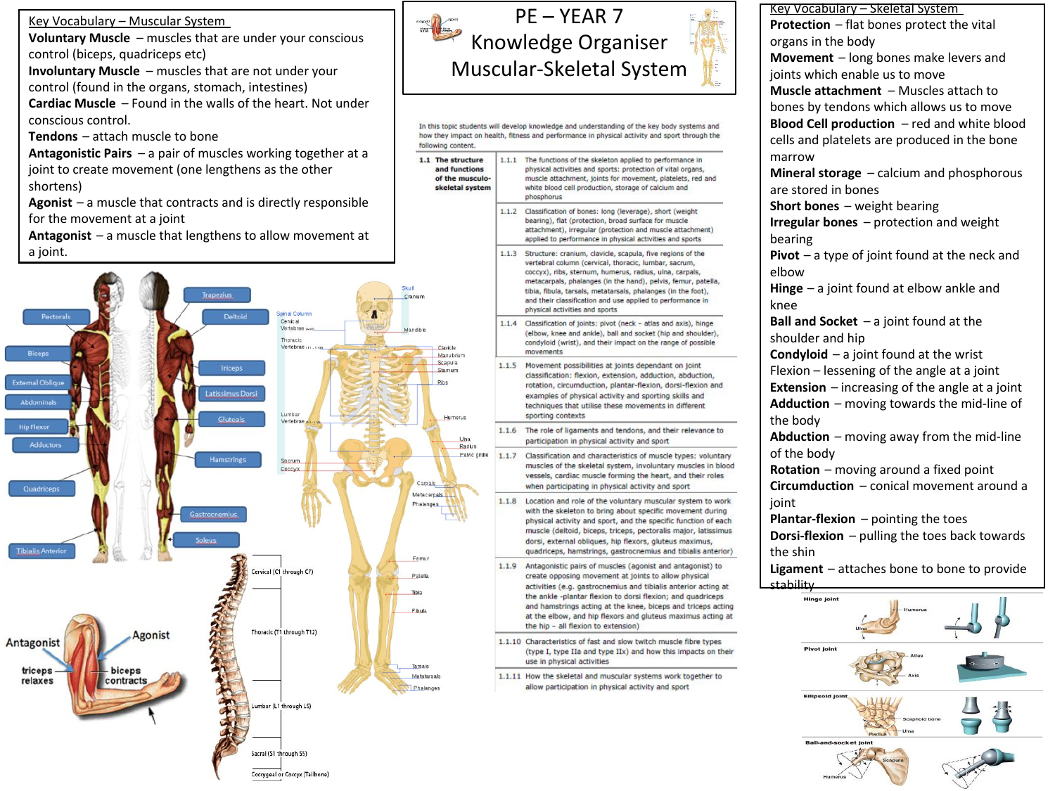# PE – YEAR 7 Knowledge Organiser Muscular-Skeletal System

## Key Vocabulary – Muscular System

**Voluntary Muscle** – muscles that are under your conscious control (biceps, quadriceps etc)

**Involuntary Muscle** – muscles that are not under your control (found in the organs, stomach, intestines)

**Cardiac Muscle** – Found in the walls of the heart. Not under conscious control.

**Tendons** – attach muscle to bone

**Antagonistic Pairs** – a pair of muscles working together at a joint to create movement (one lengthens as the other shortens)

**Agonist** – a muscle that contracts and is directly responsible for the movement at a joint

**Antagonist** – a muscle that lengthens to allow movement at a joint.

In this topic students will develop knowledge and understanding of the key body systems and how they impact on health, fitness and performance in physical activity and sport through the following content.

| | | |
|---|---|---|
| 1.1 The structure and functions of the musculo-skeletal system | 1.1.1 | The functions of the skeleton applied to performance in physical activities and sports: protection of vital organs, muscle attachment, joints for movement, red and white blood cell production, storage of calcium and phosphorous |
| | 1.1.2 | Classification of bones: long (leverage), short (weight bearing), flat (protection, broad surface for muscle attachment), irregular (protection and muscle attachment) applied to performance in physical activities and sports |
| | 1.1.3 | Structure: cranium, clavicle, scapula, five regions of the vertebral column (cervical, thoracic, lumbar, sacrum, coccyx), ribs, sternum, humerus, radius, ulna, carpals, metacarpals, phalanges (in the hand), pelvis, femur, patella, tibia, fibula, tarsals, metatarsals, phalanges (in the foot), and their classification and use applied to performance in physical activities and sports |
| | 1.1.4 | Classification of joints: pivot (neck – atlas and axis), hinge (elbow, knee and ankle), ball and socket (hip and shoulder), condyloid (wrist), and their impact on the range of possible movements |
| | 1.1.5 | Movement possibilities at joints dependant on joint classification: flexion, extension, adduction, abduction, rotation, circumduction, plantar-flexion, dorsi-flexion and examples of physical activity and sporting skills and techniques that utilise these movements in different sporting contexts |
| | 1.1.6 | The role of ligaments and tendons, and their relevance to participation in physical activity and sport |
| | 1.1.7 | Classification and characteristics of muscle types: voluntary muscles of the skeletal system, involuntary muscles in blood vessels, cardiac muscle forming the heart, and their roles when participating in physical activity and sport |
| | 1.1.8 | Location and role of the voluntary muscular system to work with the skeleton to bring about movement during physical activity and sport, and the specific function of each muscle (deltoid, biceps, triceps, pectoralis major, latissimus dorsi, external obliques, hip flexors, gluteus maximus, quadriceps, hamstrings, gastrocnemius and tibialis anterior) |
| | 1.1.9 | Antagonistic pairs of muscles (agonist and antagonist) to create opposing movement at joints to allow physical activities (e.g. gastrocnemius and tibialis anterior acting at the ankle -plantar flexion to dorsi flexion; and quadriceps and hamstrings acting at the knee, biceps and triceps acting at the elbow, and hip flexors and gluteus maximus acting at the hip – all flexion to extension) |
| | 1.1.10 | Characteristics of fast and slow twitch muscle fibre types (type I, type IIa and type IIx) and how this impacts on their use in physical activities |
| | 1.1.11 | How the skeletal and muscular systems work together to allow participation in physical activity and sport |

## Key Vocabulary – Skeletal System

**Protection** – flat bones protect the vital organs in the body

**Movement** – long bones make levers and joints which enable us to move

**Muscle attachment** – Muscles attach to bones by tendons which allows us to move

**Blood Cell production** – red and white blood cells and platelets are produced in the bone marrow

**Mineral storage** – calcium and phosphorous are stored in bones

**Short bones** – weight bearing

**Irregular bones** – protection and weight bearing

**Pivot** – a type of joint found at the neck and elbow

**Hinge** – a joint found at elbow ankle and knee

**Ball and Socket** – a joint found at the shoulder and hip

**Condyloid** – a joint found at the wrist

Flexion – lessening of the angle at a joint

**Extension** – increasing of the angle at a joint

**Adduction** – moving towards the mid-line of the body

**Abduction** – moving away from the mid-line of the body

**Rotation** – moving around a fixed point

**Circumduction** – conical movement around a joint

**Plantar-flexion** – pointing the toes

**Dorsi-flexion** – pulling the toes back towards the shin

**Ligament** – attaches bone to bone to provide stability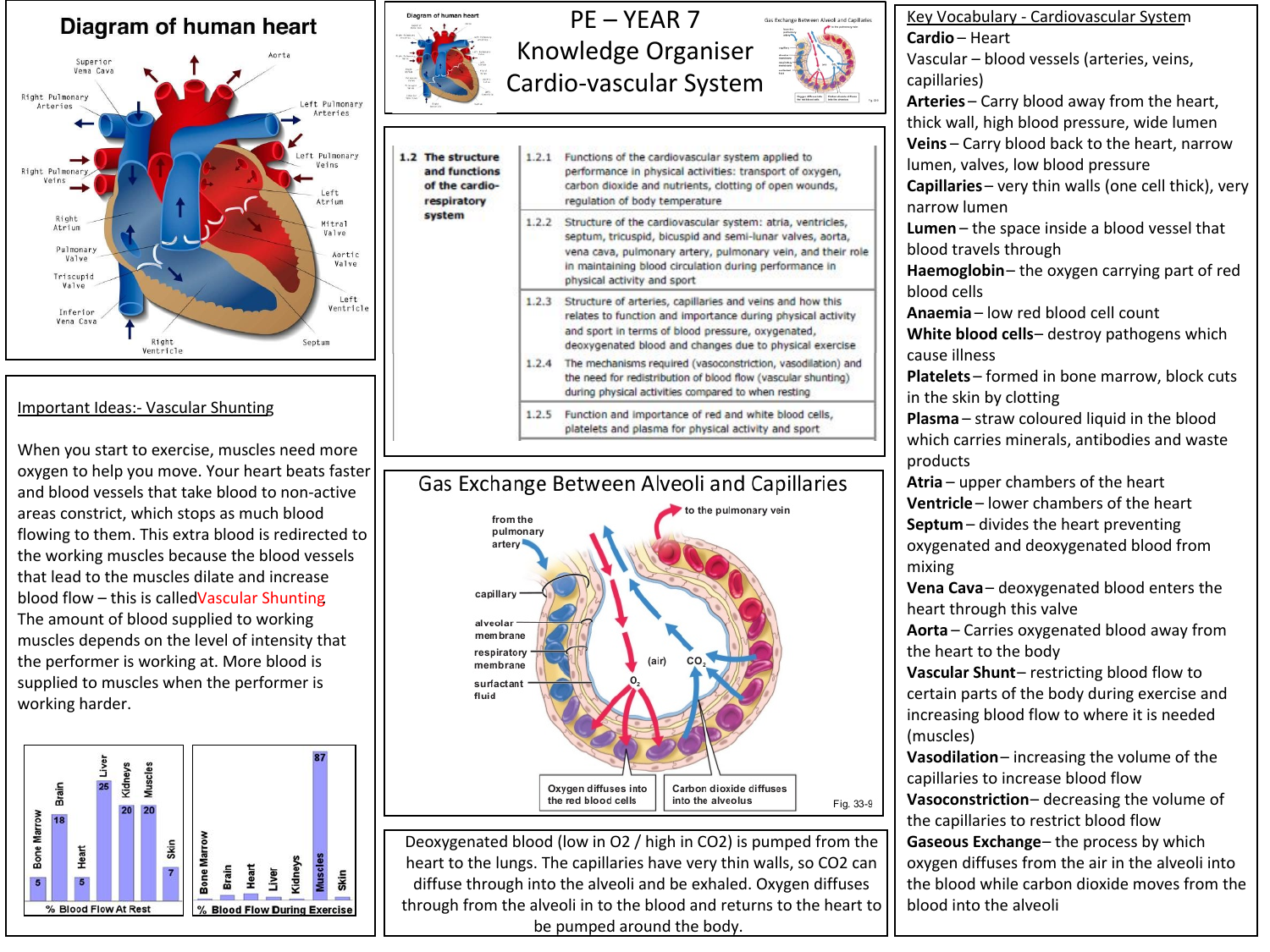# PE – YEAR 7 Knowledge Organiser Cardio-vascular System

## Diagram of human heart

Superior Vena Cava
Aorta
Right Pulmonary Arteries
Left Pulmonary Arteries
Left Pulmonary Veins
Right Pulmonary Veins
Left Atrium
Right Atrium
Mitral Valve
Pulmonary Valve
Aortic Valve
Tricuspid Valve
Inferior Vena Cava
Left Ventricle
Right Ventricle
Septum

| | | |
|---|---|---|
| 1.2 The structure and functions of the cardio-respiratory system | 1.2.1 | Functions of the cardiovascular system applied to performance in physical activities: transport of oxygen, carbon dioxide and nutrients, clotting of open wounds, regulation of body temperature |
| | 1.2.2 | Structure of the cardiovascular system: atria, ventricles, septum, tricuspid, bicuspid and semi-lunar valves, aorta, vena cava, pulmonary artery, pulmonary vein, and their role in maintaining blood circulation during performance in physical activity and sport |
| | 1.2.3 | Structure of arteries, capillaries and veins and how this relates to function and importance during physical activity and sport in terms of blood pressure, oxygenated, deoxygenated blood and changes due to physical exercise |
| | 1.2.4 | The mechanisms required (vasoconstriction, vasodilation) and the need for redistribution of blood flow (vascular shunting) during physical activities compared to when resting |
| | 1.2.5 | Function and importance of red and white blood cells, platelets and plasma for physical activity and sport |

## Key Vocabulary - Cardiovascular System

**Cardio** – Heart

Vascular – blood vessels (arteries, veins, capillaries)

**Arteries** – Carry blood away from the heart, thick wall, high blood pressure, wide lumen

**Veins** – Carry blood back to the heart, narrow lumen, valves, low blood pressure

**Capillaries** – very thin walls (one cell thick), very narrow lumen

**Lumen** – the space inside a blood vessel that blood travels through

**Haemoglobin** – the oxygen carrying part of red blood cells

**Anaemia** – low red blood cell count

**White blood cells** – destroy pathogens which cause illness

**Platelets** – formed in bone marrow, block cuts in the skin by clotting

**Plasma** – straw coloured liquid in the blood which carries minerals, antibodies and waste products

**Atria** – upper chambers of the heart

**Ventricle** – lower chambers of the heart

**Septum** – divides the heart preventing oxygenated and deoxygenated blood from mixing

**Vena Cava** – deoxygenated blood enters the heart through this valve

**Aorta** – Carries oxygenated blood away from the heart to the body

**Vascular Shunt** – restricting blood flow to certain parts of the body during exercise and increasing blood flow to where it is needed (muscles)

**Vasodilation** – increasing the volume of the capillaries to increase blood flow

**Vasoconstriction** – decreasing the volume of the capillaries to restrict blood flow

**Gaseous Exchange** – the process by which oxygen diffuses from the air in the alveoli into the blood while carbon dioxide moves from the blood into the alveoli

## Important Ideas:- Vascular Shunting

When you start to exercise, muscles need more oxygen to help you move. Your heart beats faster and blood vessels that take blood to non-active areas constrict, which stops as much blood flowing to them. This extra blood is redirected to the working muscles because the blood vessels that lead to the muscles dilate and increase blood flow – this is called Vascular Shunting

The amount of blood supplied to working muscles depends on the level of intensity that the performer is working at. More blood is supplied to muscles when the performer is working harder.

% Blood Flow At Rest
Bone Marrow 5, Brain 18, Heart 5, Liver 25, Kidneys 20, Muscles 20, Skin 7

% Blood Flow During Exercise
Bone Marrow, Brain, Heart, Liver, Kidneys, Muscles 87, Skin

## Gas Exchange Between Alveoli and Capillaries

from the pulmonary artery
to the pulmonary vein
capillary
alveolar membrane
respiratory membrane
surfactant fluid
(air)
$O_2$
$CO_2$
Oxygen diffuses into the red blood cells
Carbon dioxide diffuses into the alveolus
Fig. 33-9

Deoxygenated blood (low in O2 / high in CO2) is pumped from the heart to the lungs. The capillaries have very thin walls, so CO2 can diffuse through into the alveoli and be exhaled. Oxygen diffuses through from the alveoli in to the blood and returns to the heart to be pumped around the body.